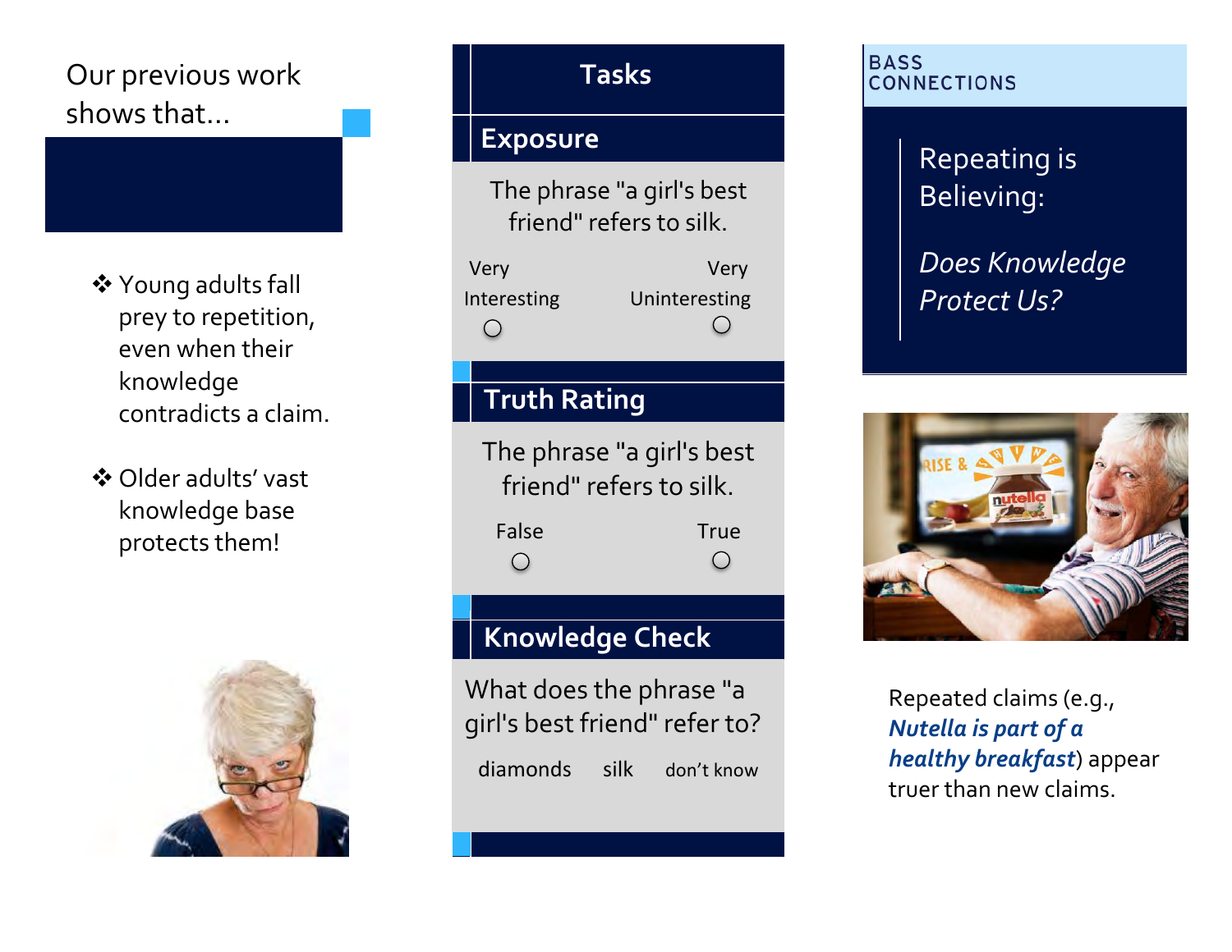Our previous work shows that...

- Young adults fall prey to repetition, even when their knowledge contradicts a claim.
- Older adults' vast knowledge base protects them!

## Tasks

### Exposure

The phrase "a girl's best friend" refers to silk.

Very Interesting ○ ○ Very Uninteresting

### Truth Rating

The phrase "a girl's best friend" refers to silk.

False ○ ○ True

### Knowledge Check

What does the phrase "a girl's best friend" refer to?

diamonds silk don't know

BASS CONNECTIONS

# Repeating is Believing:

# *Does Knowledge Protect Us?*

Repeated claims (e.g., ***Nutella is part of a healthy breakfast***) appear truer than new claims.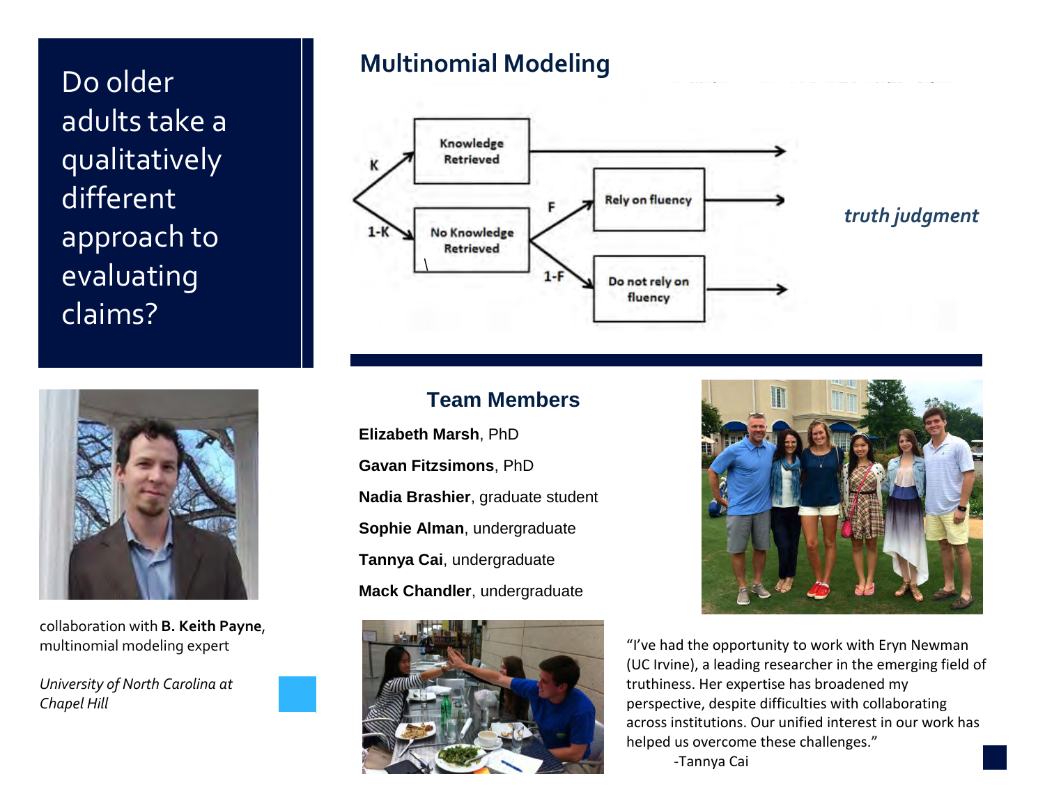Do older adults take a qualitatively different approach to evaluating claims?

## Multinomial Modeling

Knowledge Retrieved

K

1-K

No Knowledge Retrieved

F

1-F

Rely on fluency

Do not rely on fluency

*truth judgment*

## Team Members

**Elizabeth Marsh**, PhD

**Gavan Fitzsimons**, PhD

**Nadia Brashier**, graduate student

**Sophie Alman**, undergraduate

**Tannya Cai**, undergraduate

**Mack Chandler**, undergraduate

collaboration with **B. Keith Payne**, multinomial modeling expert

*University of North Carolina at Chapel Hill*

"I've had the opportunity to work with Eryn Newman (UC Irvine), a leading researcher in the emerging field of truthiness. Her expertise has broadened my perspective, despite difficulties with collaborating across institutions. Our unified interest in our work has helped us overcome these challenges."

-Tannya Cai